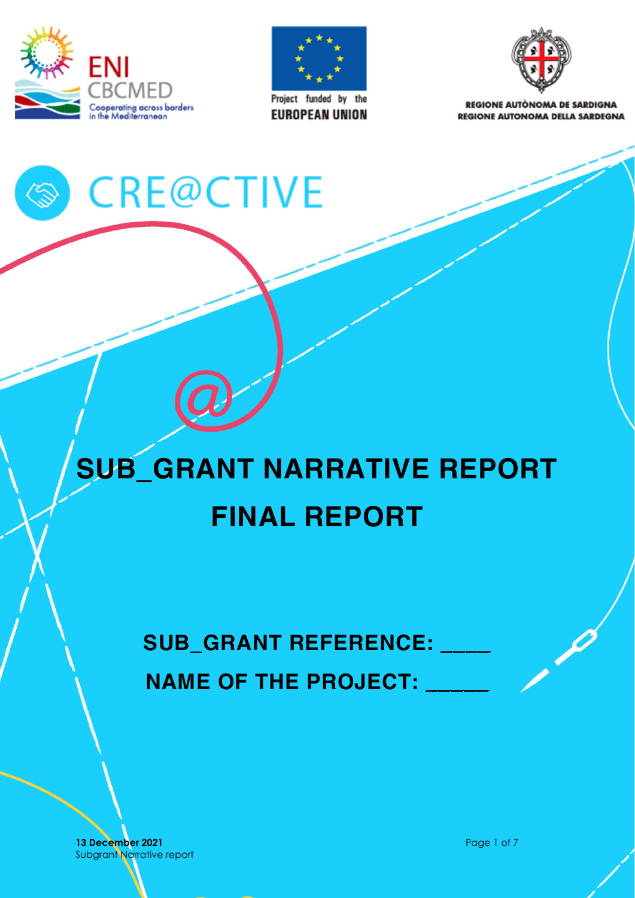ENI CBCMED
Cooperating across borders in the Mediterranean

Project funded by the EUROPEAN UNION

REGIONE AUTÒNOMA DE SARDIGNA
REGIONE AUTONOMA DELLA SARDEGNA

CRE@CTIVE

# SUB_GRANT NARRATIVE REPORT
# FINAL REPORT

## SUB_GRANT REFERENCE: ____
## NAME OF THE PROJECT: _____

**13 December 2021**
Subgrant Narrative report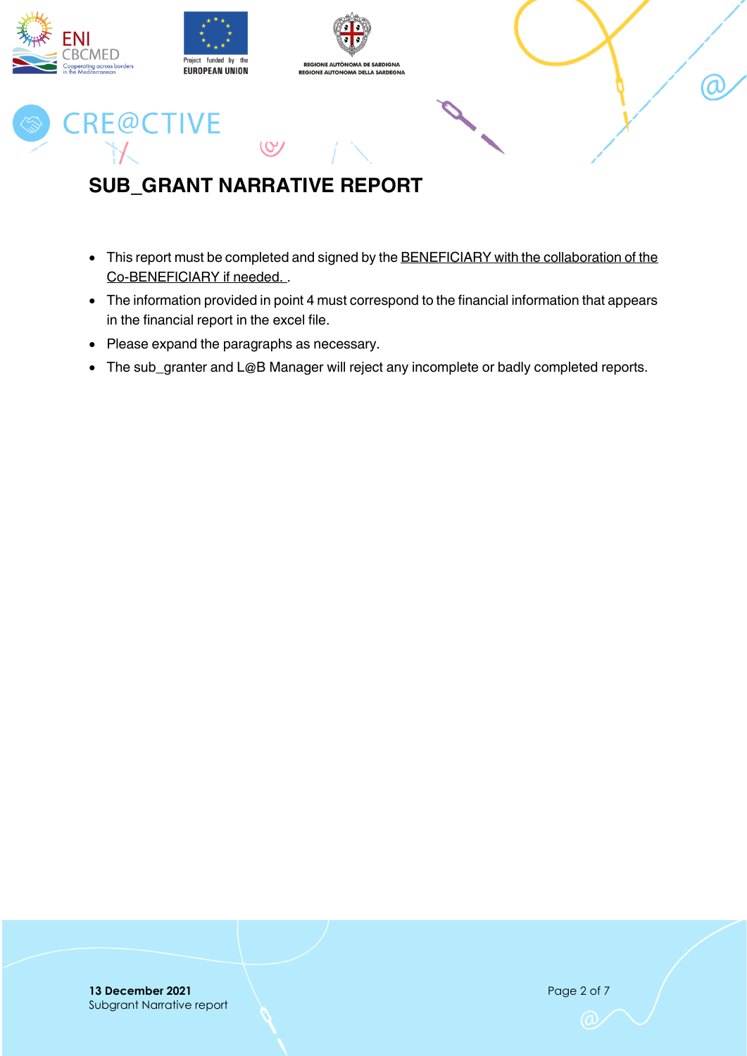# SUB_GRANT NARRATIVE REPORT

- This report must be completed and signed by the BENEFICIARY with the collaboration of the Co-BENEFICIARY if needed. .
- The information provided in point 4 must correspond to the financial information that appears in the financial report in the excel file.
- Please expand the paragraphs as necessary.
- The sub_granter and L@B Manager will reject any incomplete or badly completed reports.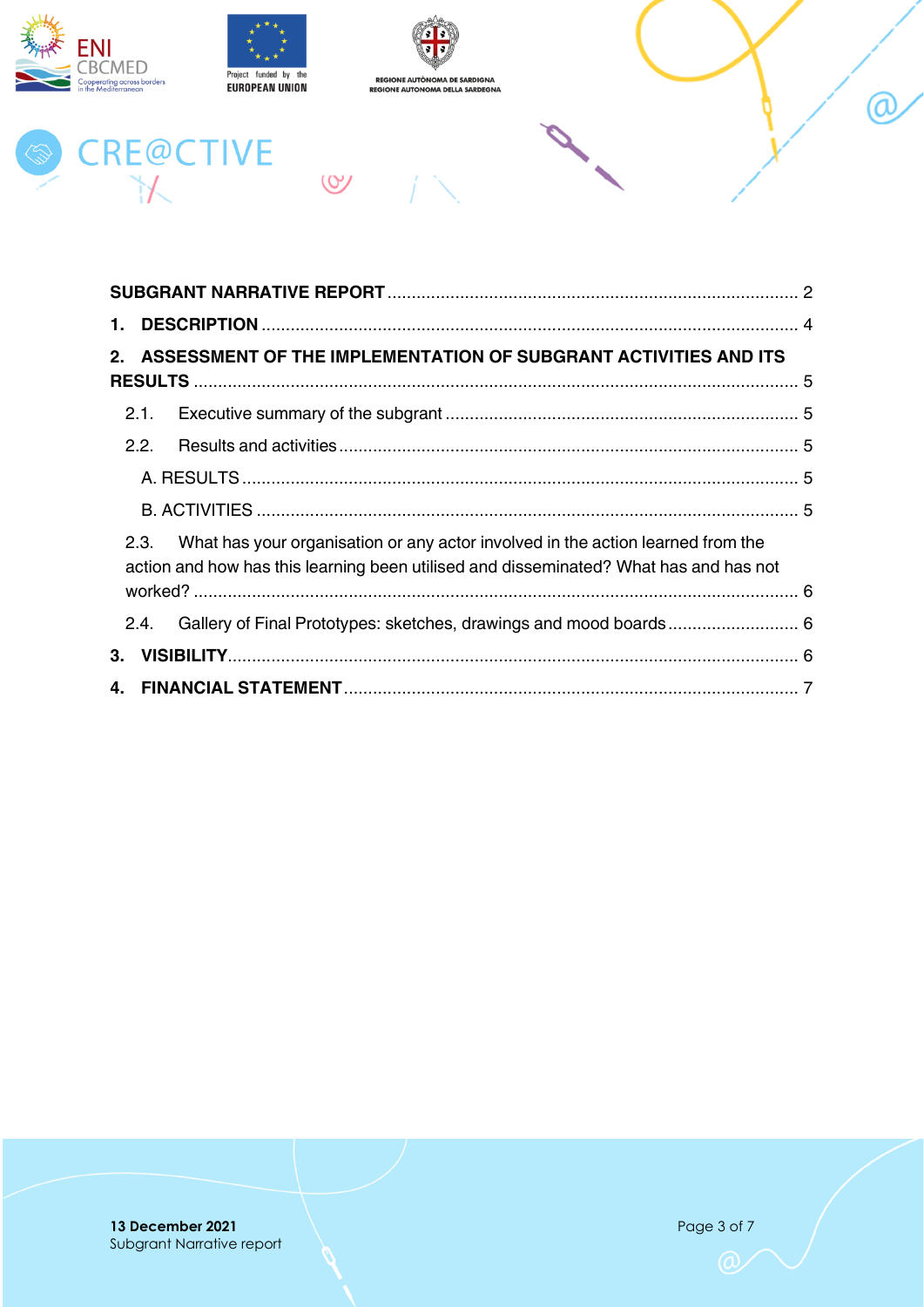**SUBGRANT NARRATIVE REPORT** ........................................................................................ 2

**1. DESCRIPTION** ............................................................................................................. 4

**2. ASSESSMENT OF THE IMPLEMENTATION OF SUBGRANT ACTIVITIES AND ITS RESULTS** ......................................................................................................................... 5

- 2.1. Executive summary of the subgrant ......................................................................... 5
- 2.2. Results and activities .............................................................................................. 5
  - A. RESULTS ................................................................................................................ 5
  - B. ACTIVITIES ............................................................................................................. 5
- 2.3. What has your organisation or any actor involved in the action learned from the action and how has this learning been utilised and disseminated? What has and has not worked? ........................................................................................................................... 6
- 2.4. Gallery of Final Prototypes: sketches, drawings and mood boards ........................... 6

**3. VISIBILITY** ...................................................................................................................... 6

**4. FINANCIAL STATEMENT** ............................................................................................. 7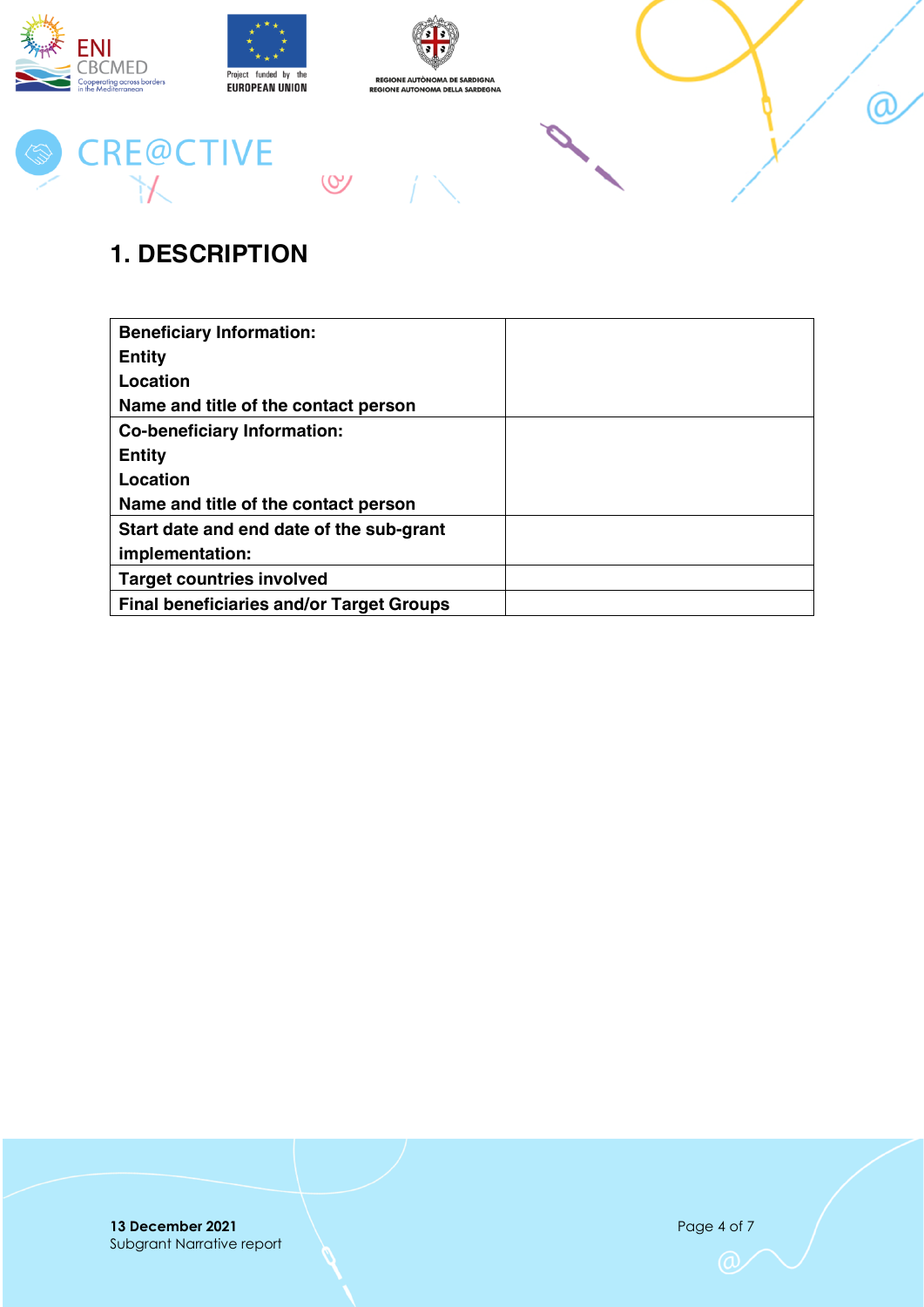# 1. DESCRIPTION

| | |
|---|---|
| **Beneficiary Information:**<br>**Entity**<br>**Location**<br>**Name and title of the contact person** | |
| **Co-beneficiary Information:**<br>**Entity**<br>**Location**<br>**Name and title of the contact person** | |
| **Start date and end date of the sub-grant implementation:** | |
| **Target countries involved** | |
| **Final beneficiaries and/or Target Groups** | |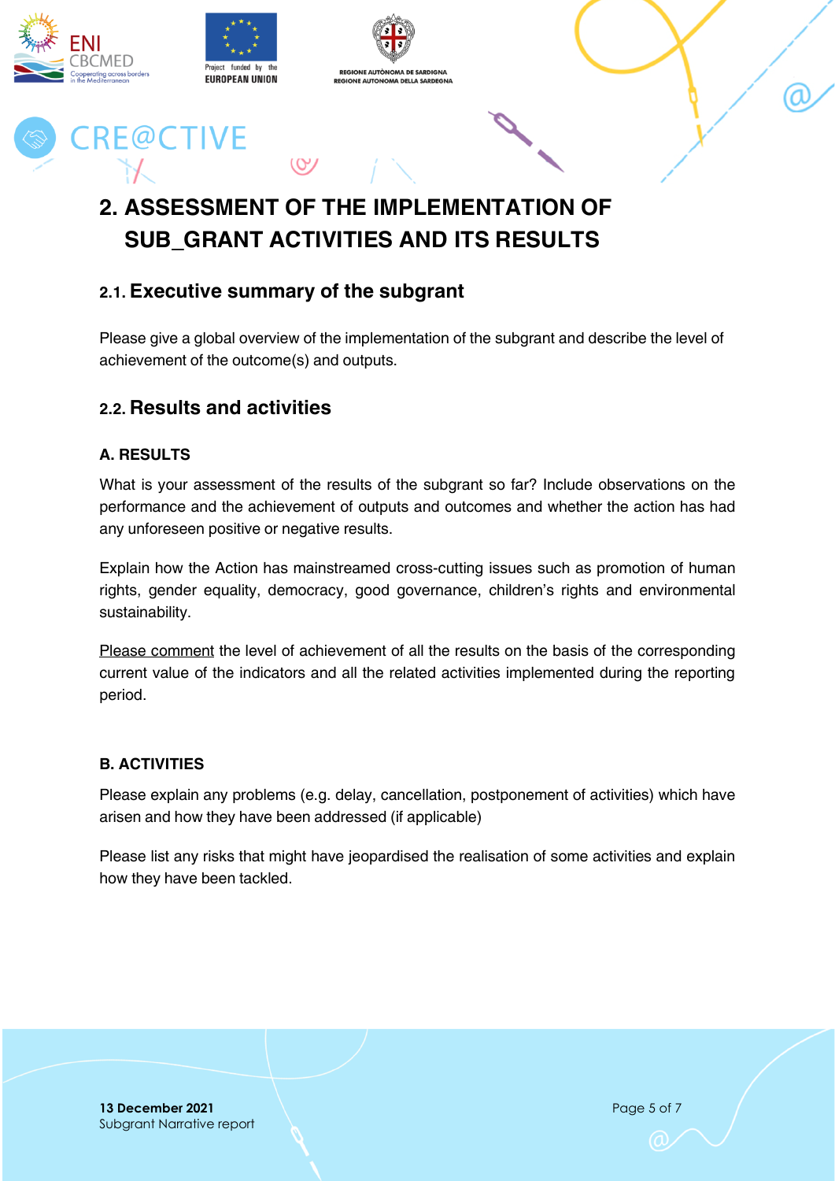# 2. ASSESSMENT OF THE IMPLEMENTATION OF SUB_GRANT ACTIVITIES AND ITS RESULTS

## 2.1. Executive summary of the subgrant

Please give a global overview of the implementation of the subgrant and describe the level of achievement of the outcome(s) and outputs.

## 2.2. Results and activities

### A. RESULTS

What is your assessment of the results of the subgrant so far? Include observations on the performance and the achievement of outputs and outcomes and whether the action has had any unforeseen positive or negative results.

Explain how the Action has mainstreamed cross-cutting issues such as promotion of human rights, gender equality, democracy, good governance, children's rights and environmental sustainability.

Please comment the level of achievement of all the results on the basis of the corresponding current value of the indicators and all the related activities implemented during the reporting period.

### B. ACTIVITIES

Please explain any problems (e.g. delay, cancellation, postponement of activities) which have arisen and how they have been addressed (if applicable)

Please list any risks that might have jeopardised the realisation of some activities and explain how they have been tackled.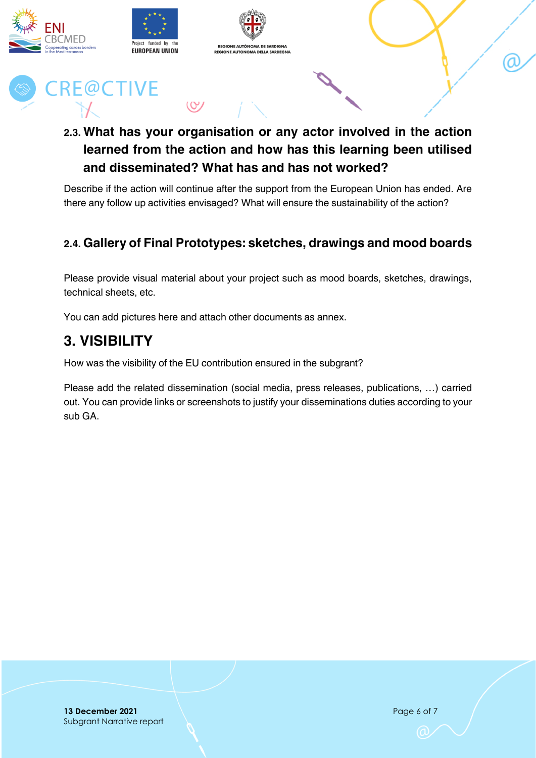### 2.3. What has your organisation or any actor involved in the action learned from the action and how has this learning been utilised and disseminated? What has and has not worked?

Describe if the action will continue after the support from the European Union has ended. Are there any follow up activities envisaged? What will ensure the sustainability of the action?

### 2.4. Gallery of Final Prototypes: sketches, drawings and mood boards

Please provide visual material about your project such as mood boards, sketches, drawings, technical sheets, etc.

You can add pictures here and attach other documents as annex.

## 3. VISIBILITY

How was the visibility of the EU contribution ensured in the subgrant?

Please add the related dissemination (social media, press releases, publications, …) carried out. You can provide links or screenshots to justify your disseminations duties according to your sub GA.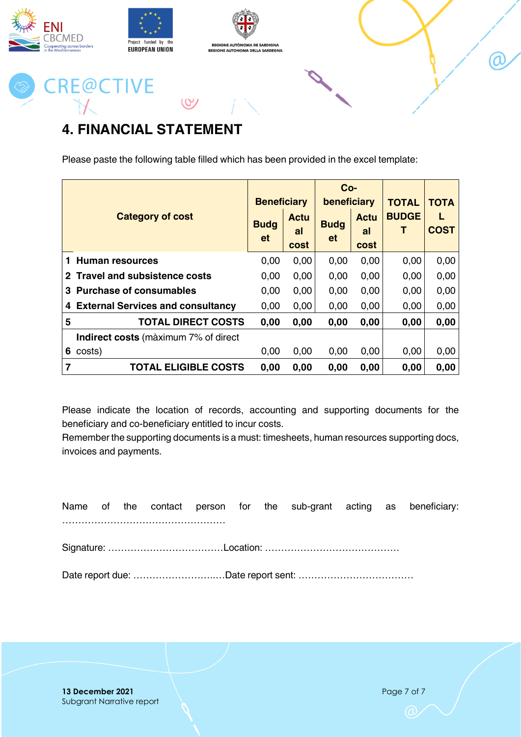## 4. FINANCIAL STATEMENT

Please paste the following table filled which has been provided in the excel template:

| | Category of cost | Beneficiary | | Co-beneficiary | | TOTAL BUDGET | TOTAL COST |
|---|---|---|---|---|---|---|---|
| | | Budget | Actual cost | Budget | Actual cost | | |
| 1 | **Human resources** | 0,00 | 0,00 | 0,00 | 0,00 | 0,00 | 0,00 |
| 2 | **Travel and subsistence costs** | 0,00 | 0,00 | 0,00 | 0,00 | 0,00 | 0,00 |
| 3 | **Purchase of consumables** | 0,00 | 0,00 | 0,00 | 0,00 | 0,00 | 0,00 |
| 4 | **External Services and consultancy** | 0,00 | 0,00 | 0,00 | 0,00 | 0,00 | 0,00 |
| 5 | **TOTAL DIRECT COSTS** | **0,00** | **0,00** | **0,00** | **0,00** | **0,00** | **0,00** |
| 6 | **Indirect costs** (màximum 7% of direct costs) | 0,00 | 0,00 | 0,00 | 0,00 | 0,00 | 0,00 |
| 7 | **TOTAL ELIGIBLE COSTS** | **0,00** | **0,00** | **0,00** | **0,00** | **0,00** | **0,00** |

Please indicate the location of records, accounting and supporting documents for the beneficiary and co-beneficiary entitled to incur costs.
Remember the supporting documents is a must: timesheets, human resources supporting docs, invoices and payments.

Name of the contact person for the sub-grant acting as beneficiary: ………………………………………………

Signature: ………………………………Location: ……………………………………

Date report due: …………………..…Date report sent: ………………………………

13 December 2021
Subgrant Narrative report